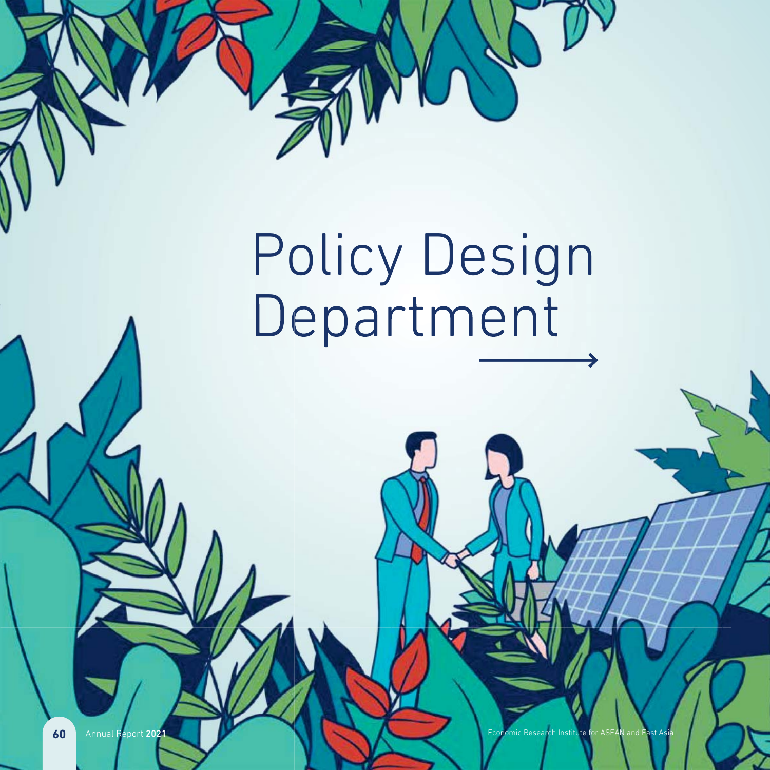# Policy Design Department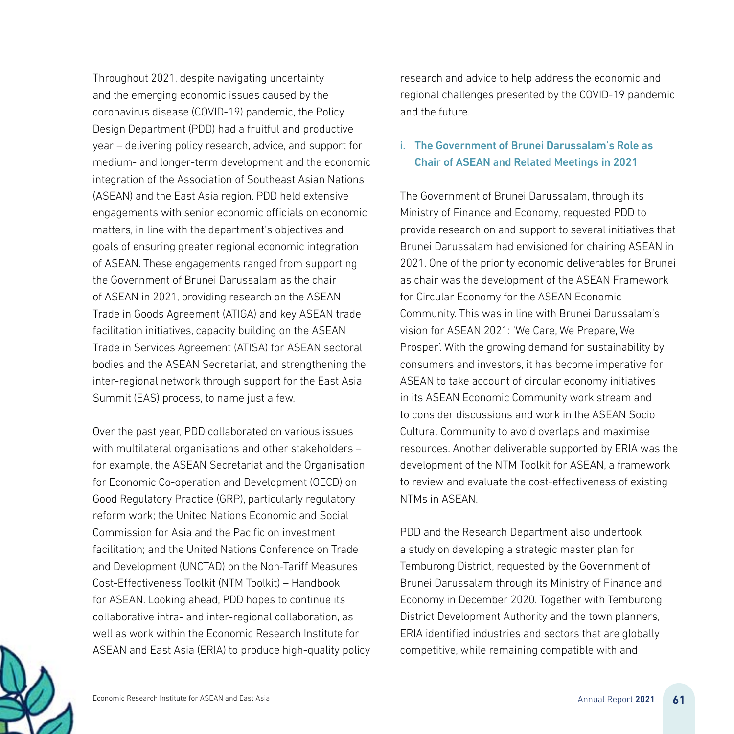Throughout 2021, despite navigating uncertainty and the emerging economic issues caused by the coronavirus disease (COVID-19) pandemic, the Policy Design Department (PDD) had a fruitful and productive year – delivering policy research, advice, and support for medium- and longer-term development and the economic integration of the Association of Southeast Asian Nations (ASEAN) and the East Asia region. PDD held extensive engagements with senior economic officials on economic matters, in line with the department's objectives and goals of ensuring greater regional economic integration of ASEAN. These engagements ranged from supporting the Government of Brunei Darussalam as the chair of ASEAN in 2021, providing research on the ASEAN Trade in Goods Agreement (ATIGA) and key ASEAN trade facilitation initiatives, capacity building on the ASEAN Trade in Services Agreement (ATISA) for ASEAN sectoral bodies and the ASEAN Secretariat, and strengthening the inter-regional network through support for the East Asia Summit (EAS) process, to name just a few.

Over the past year, PDD collaborated on various issues with multilateral organisations and other stakeholders – for example, the ASEAN Secretariat and the Organisation for Economic Co-operation and Development (OECD) on Good Regulatory Practice (GRP), particularly regulatory reform work; the United Nations Economic and Social Commission for Asia and the Pacific on investment facilitation; and the United Nations Conference on Trade and Development (UNCTAD) on the Non-Tariff Measures Cost-Effectiveness Toolkit (NTM Toolkit) – Handbook for ASEAN. Looking ahead, PDD hopes to continue its collaborative intra- and inter-regional collaboration, as well as work within the Economic Research Institute for ASEAN and East Asia (ERIA) to produce high-quality policy research and advice to help address the economic and regional challenges presented by the COVID-19 pandemic and the future.

### i. The Government of Brunei Darussalam's Role as Chair of ASEAN and Related Meetings in 2021

The Government of Brunei Darussalam, through its Ministry of Finance and Economy, requested PDD to provide research on and support to several initiatives that Brunei Darussalam had envisioned for chairing ASEAN in 2021. One of the priority economic deliverables for Brunei as chair was the development of the ASEAN Framework for Circular Economy for the ASEAN Economic Community. This was in line with Brunei Darussalam's vision for ASEAN 2021: 'We Care, We Prepare, We Prosper'. With the growing demand for sustainability by consumers and investors, it has become imperative for ASEAN to take account of circular economy initiatives in its ASEAN Economic Community work stream and to consider discussions and work in the ASEAN Socio Cultural Community to avoid overlaps and maximise resources. Another deliverable supported by ERIA was the development of the NTM Toolkit for ASEAN, a framework to review and evaluate the cost-effectiveness of existing NTMs in ASEAN.

PDD and the Research Department also undertook a study on developing a strategic master plan for Temburong District, requested by the Government of Brunei Darussalam through its Ministry of Finance and Economy in December 2020. Together with Temburong District Development Authority and the town planners, ERIA identified industries and sectors that are globally competitive, while remaining compatible with and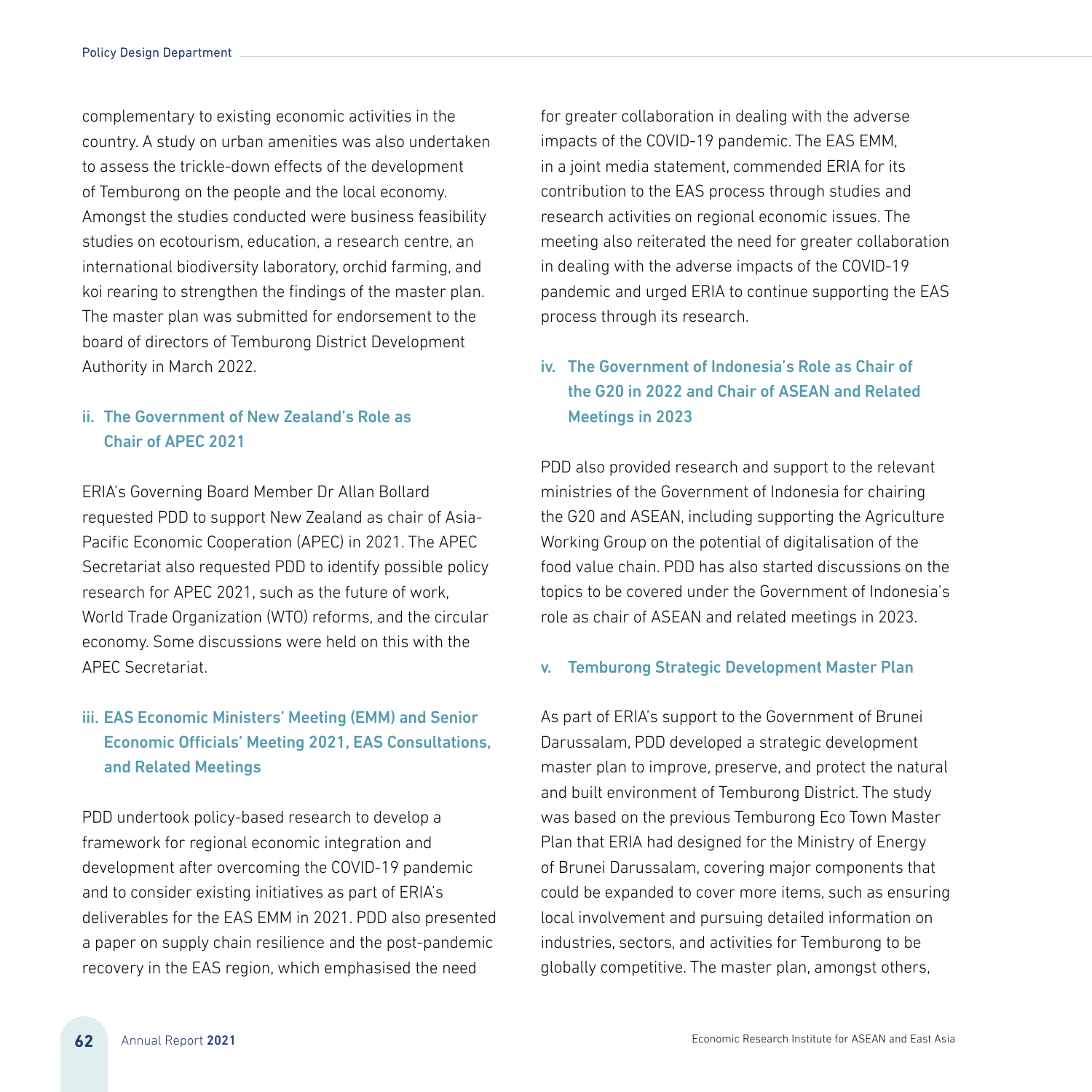complementary to existing economic activities in the country. A study on urban amenities was also undertaken to assess the trickle-down effects of the development of Temburong on the people and the local economy. Amongst the studies conducted were business feasibility studies on ecotourism, education, a research centre, an international biodiversity laboratory, orchid farming, and koi rearing to strengthen the findings of the master plan. The master plan was submitted for endorsement to the board of directors of Temburong District Development Authority in March 2022.

### ii. The Government of New Zealand's Role as Chair of APEC 2021

ERIA's Governing Board Member Dr Allan Bollard requested PDD to support New Zealand as chair of Asia-Pacific Economic Cooperation (APEC) in 2021. The APEC Secretariat also requested PDD to identify possible policy research for APEC 2021, such as the future of work, World Trade Organization (WTO) reforms, and the circular economy. Some discussions were held on this with the APEC Secretariat.

### iii. EAS Economic Ministers' Meeting (EMM) and Senior Economic Officials' Meeting 2021, EAS Consultations, and Related Meetings

PDD undertook policy-based research to develop a framework for regional economic integration and development after overcoming the COVID-19 pandemic and to consider existing initiatives as part of ERIA's deliverables for the EAS EMM in 2021. PDD also presented a paper on supply chain resilience and the post-pandemic recovery in the EAS region, which emphasised the need for greater collaboration in dealing with the adverse impacts of the COVID-19 pandemic. The EAS EMM, in a joint media statement, commended ERIA for its contribution to the EAS process through studies and research activities on regional economic issues. The meeting also reiterated the need for greater collaboration in dealing with the adverse impacts of the COVID-19 pandemic and urged ERIA to continue supporting the EAS process through its research.

### iv. The Government of Indonesia's Role as Chair of the G20 in 2022 and Chair of ASEAN and Related Meetings in 2023

PDD also provided research and support to the relevant ministries of the Government of Indonesia for chairing the G20 and ASEAN, including supporting the Agriculture Working Group on the potential of digitalisation of the food value chain. PDD has also started discussions on the topics to be covered under the Government of Indonesia's role as chair of ASEAN and related meetings in 2023.

### v. Temburong Strategic Development Master Plan

As part of ERIA's support to the Government of Brunei Darussalam, PDD developed a strategic development master plan to improve, preserve, and protect the natural and built environment of Temburong District. The study was based on the previous Temburong Eco Town Master Plan that ERIA had designed for the Ministry of Energy of Brunei Darussalam, covering major components that could be expanded to cover more items, such as ensuring local involvement and pursuing detailed information on industries, sectors, and activities for Temburong to be globally competitive. The master plan, amongst others,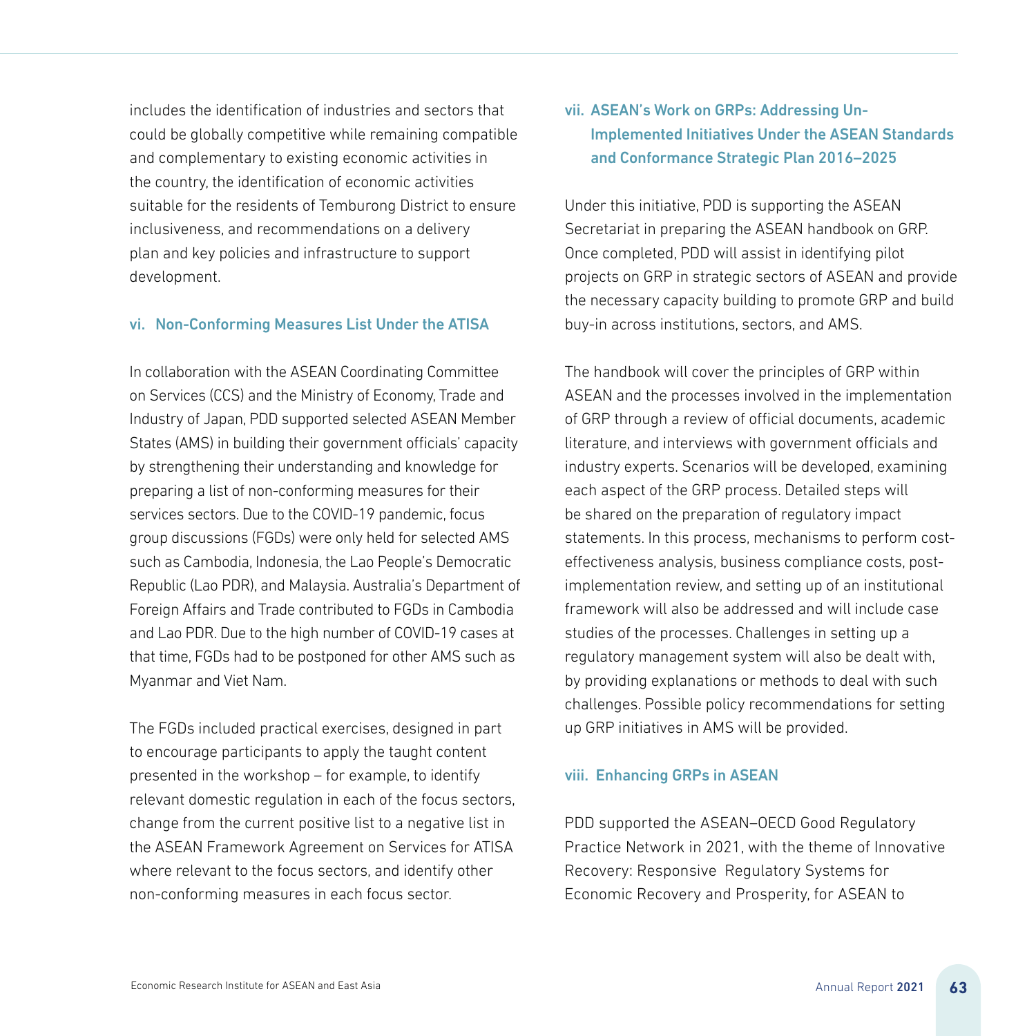includes the identification of industries and sectors that could be globally competitive while remaining compatible and complementary to existing economic activities in the country, the identification of economic activities suitable for the residents of Temburong District to ensure inclusiveness, and recommendations on a delivery plan and key policies and infrastructure to support development.

### vi. Non-Conforming Measures List Under the ATISA

In collaboration with the ASEAN Coordinating Committee on Services (CCS) and the Ministry of Economy, Trade and Industry of Japan, PDD supported selected ASEAN Member States (AMS) in building their government officials' capacity by strengthening their understanding and knowledge for preparing a list of non-conforming measures for their services sectors. Due to the COVID-19 pandemic, focus group discussions (FGDs) were only held for selected AMS such as Cambodia, Indonesia, the Lao People's Democratic Republic (Lao PDR), and Malaysia. Australia's Department of Foreign Affairs and Trade contributed to FGDs in Cambodia and Lao PDR. Due to the high number of COVID-19 cases at that time, FGDs had to be postponed for other AMS such as Myanmar and Viet Nam.

The FGDs included practical exercises, designed in part to encourage participants to apply the taught content presented in the workshop – for example, to identify relevant domestic regulation in each of the focus sectors, change from the current positive list to a negative list in the ASEAN Framework Agreement on Services for ATISA where relevant to the focus sectors, and identify other non-conforming measures in each focus sector.

### vii. ASEAN's Work on GRPs: Addressing Un-Implemented Initiatives Under the ASEAN Standards and Conformance Strategic Plan 2016–2025

Under this initiative, PDD is supporting the ASEAN Secretariat in preparing the ASEAN handbook on GRP. Once completed, PDD will assist in identifying pilot projects on GRP in strategic sectors of ASEAN and provide the necessary capacity building to promote GRP and build buy-in across institutions, sectors, and AMS.

The handbook will cover the principles of GRP within ASEAN and the processes involved in the implementation of GRP through a review of official documents, academic literature, and interviews with government officials and industry experts. Scenarios will be developed, examining each aspect of the GRP process. Detailed steps will be shared on the preparation of regulatory impact statements. In this process, mechanisms to perform cost-effectiveness analysis, business compliance costs, post-implementation review, and setting up of an institutional framework will also be addressed and will include case studies of the processes. Challenges in setting up a regulatory management system will also be dealt with, by providing explanations or methods to deal with such challenges. Possible policy recommendations for setting up GRP initiatives in AMS will be provided.

### viii. Enhancing GRPs in ASEAN

PDD supported the ASEAN–OECD Good Regulatory Practice Network in 2021, with the theme of Innovative Recovery: Responsive Regulatory Systems for Economic Recovery and Prosperity, for ASEAN to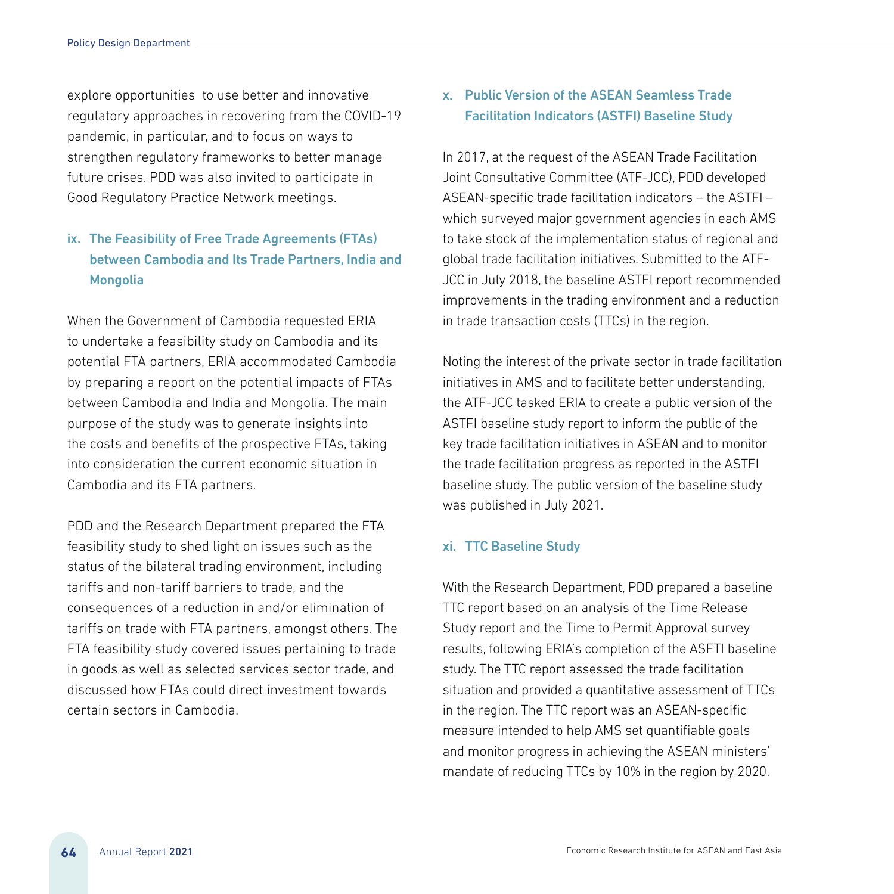explore opportunities  to use better and innovative regulatory approaches in recovering from the COVID-19 pandemic, in particular, and to focus on ways to strengthen regulatory frameworks to better manage future crises. PDD was also invited to participate in Good Regulatory Practice Network meetings.

### ix. The Feasibility of Free Trade Agreements (FTAs) between Cambodia and Its Trade Partners, India and Mongolia

When the Government of Cambodia requested ERIA to undertake a feasibility study on Cambodia and its potential FTA partners, ERIA accommodated Cambodia by preparing a report on the potential impacts of FTAs between Cambodia and India and Mongolia. The main purpose of the study was to generate insights into the costs and benefits of the prospective FTAs, taking into consideration the current economic situation in Cambodia and its FTA partners.

PDD and the Research Department prepared the FTA feasibility study to shed light on issues such as the status of the bilateral trading environment, including tariffs and non-tariff barriers to trade, and the consequences of a reduction in and/or elimination of tariffs on trade with FTA partners, amongst others. The FTA feasibility study covered issues pertaining to trade in goods as well as selected services sector trade, and discussed how FTAs could direct investment towards certain sectors in Cambodia.

### x. Public Version of the ASEAN Seamless Trade Facilitation Indicators (ASTFI) Baseline Study

In 2017, at the request of the ASEAN Trade Facilitation Joint Consultative Committee (ATF-JCC), PDD developed ASEAN-specific trade facilitation indicators – the ASTFI – which surveyed major government agencies in each AMS to take stock of the implementation status of regional and global trade facilitation initiatives. Submitted to the ATF-JCC in July 2018, the baseline ASTFI report recommended improvements in the trading environment and a reduction in trade transaction costs (TTCs) in the region.

Noting the interest of the private sector in trade facilitation initiatives in AMS and to facilitate better understanding, the ATF-JCC tasked ERIA to create a public version of the ASTFI baseline study report to inform the public of the key trade facilitation initiatives in ASEAN and to monitor the trade facilitation progress as reported in the ASTFI baseline study. The public version of the baseline study was published in July 2021.

### xi. TTC Baseline Study

With the Research Department, PDD prepared a baseline TTC report based on an analysis of the Time Release Study report and the Time to Permit Approval survey results, following ERIA's completion of the ASFTI baseline study. The TTC report assessed the trade facilitation situation and provided a quantitative assessment of TTCs in the region. The TTC report was an ASEAN-specific measure intended to help AMS set quantifiable goals and monitor progress in achieving the ASEAN ministers' mandate of reducing TTCs by 10% in the region by 2020.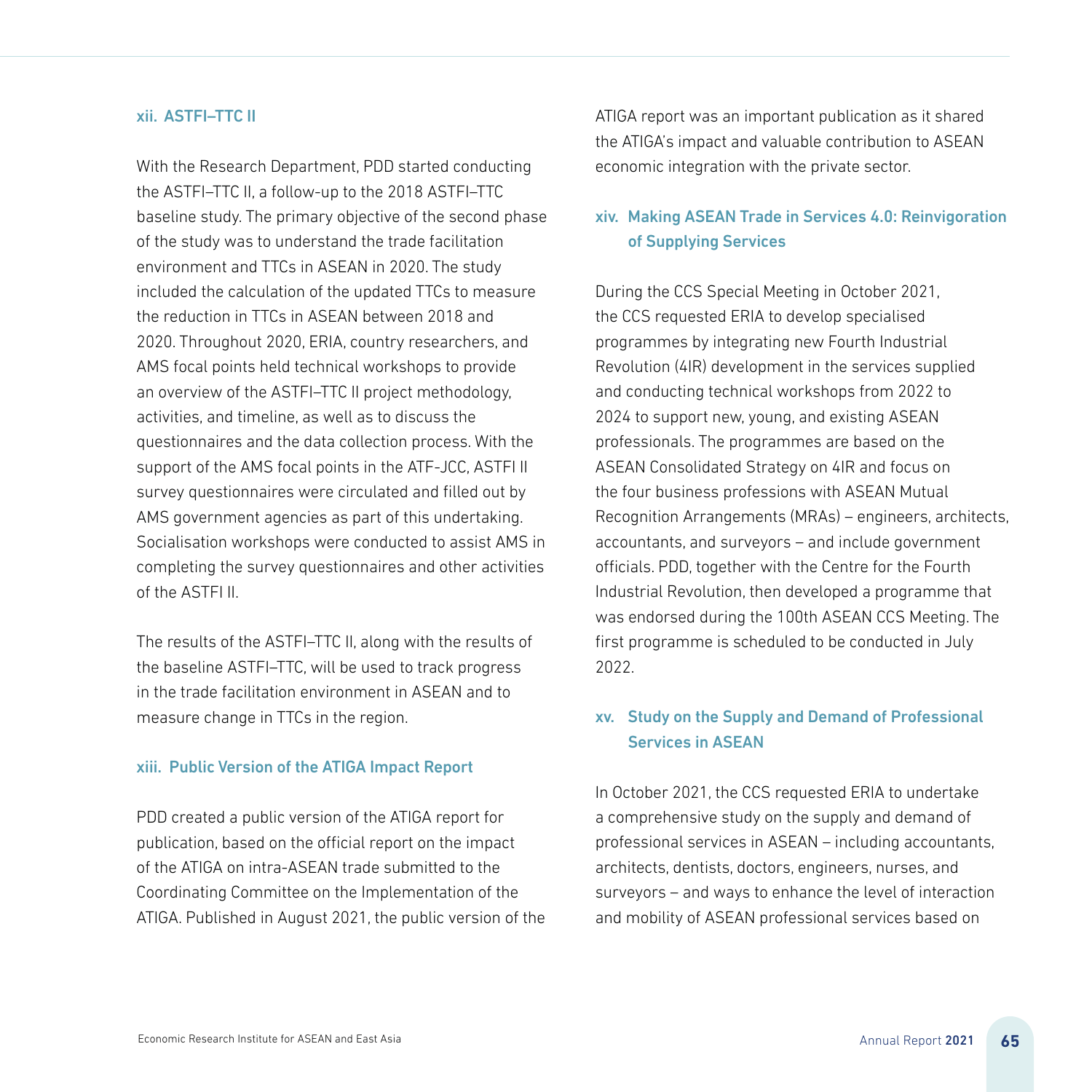### xii. ASTFI–TTC II

With the Research Department, PDD started conducting the ASTFI–TTC II, a follow-up to the 2018 ASTFI–TTC baseline study. The primary objective of the second phase of the study was to understand the trade facilitation environment and TTCs in ASEAN in 2020. The study included the calculation of the updated TTCs to measure the reduction in TTCs in ASEAN between 2018 and 2020. Throughout 2020, ERIA, country researchers, and AMS focal points held technical workshops to provide an overview of the ASTFI–TTC II project methodology, activities, and timeline, as well as to discuss the questionnaires and the data collection process. With the support of the AMS focal points in the ATF-JCC, ASTFI II survey questionnaires were circulated and filled out by AMS government agencies as part of this undertaking. Socialisation workshops were conducted to assist AMS in completing the survey questionnaires and other activities of the ASTFI II.

The results of the ASTFI–TTC II, along with the results of the baseline ASTFI–TTC, will be used to track progress in the trade facilitation environment in ASEAN and to measure change in TTCs in the region.

### xiii. Public Version of the ATIGA Impact Report

PDD created a public version of the ATIGA report for publication, based on the official report on the impact of the ATIGA on intra-ASEAN trade submitted to the Coordinating Committee on the Implementation of the ATIGA. Published in August 2021, the public version of the ATIGA report was an important publication as it shared the ATIGA's impact and valuable contribution to ASEAN economic integration with the private sector.

### xiv. Making ASEAN Trade in Services 4.0: Reinvigoration of Supplying Services

During the CCS Special Meeting in October 2021, the CCS requested ERIA to develop specialised programmes by integrating new Fourth Industrial Revolution (4IR) development in the services supplied and conducting technical workshops from 2022 to 2024 to support new, young, and existing ASEAN professionals. The programmes are based on the ASEAN Consolidated Strategy on 4IR and focus on the four business professions with ASEAN Mutual Recognition Arrangements (MRAs) – engineers, architects, accountants, and surveyors – and include government officials. PDD, together with the Centre for the Fourth Industrial Revolution, then developed a programme that was endorsed during the 100th ASEAN CCS Meeting. The first programme is scheduled to be conducted in July 2022.

### xv. Study on the Supply and Demand of Professional Services in ASEAN

In October 2021, the CCS requested ERIA to undertake a comprehensive study on the supply and demand of professional services in ASEAN – including accountants, architects, dentists, doctors, engineers, nurses, and surveyors – and ways to enhance the level of interaction and mobility of ASEAN professional services based on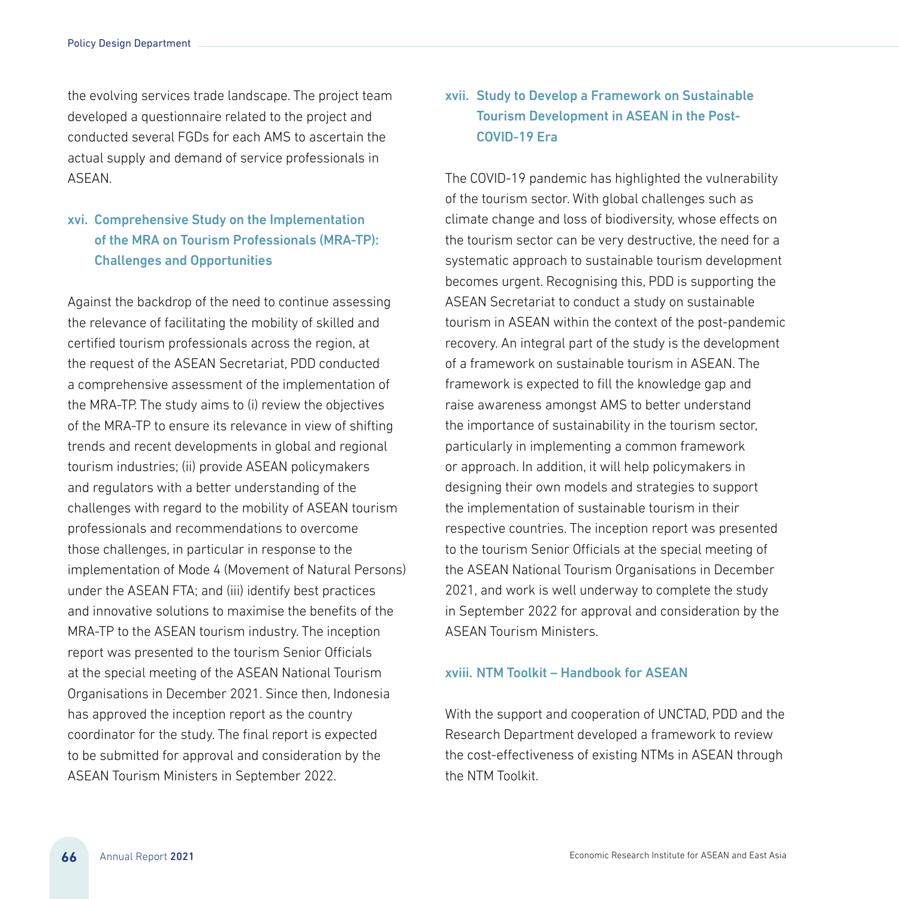the evolving services trade landscape. The project team developed a questionnaire related to the project and conducted several FGDs for each AMS to ascertain the actual supply and demand of service professionals in ASEAN.

### xvi. Comprehensive Study on the Implementation of the MRA on Tourism Professionals (MRA-TP): Challenges and Opportunities

Against the backdrop of the need to continue assessing the relevance of facilitating the mobility of skilled and certified tourism professionals across the region, at the request of the ASEAN Secretariat, PDD conducted a comprehensive assessment of the implementation of the MRA-TP. The study aims to (i) review the objectives of the MRA-TP to ensure its relevance in view of shifting trends and recent developments in global and regional tourism industries; (ii) provide ASEAN policymakers and regulators with a better understanding of the challenges with regard to the mobility of ASEAN tourism professionals and recommendations to overcome those challenges, in particular in response to the implementation of Mode 4 (Movement of Natural Persons) under the ASEAN FTA; and (iii) identify best practices and innovative solutions to maximise the benefits of the MRA-TP to the ASEAN tourism industry. The inception report was presented to the tourism Senior Officials at the special meeting of the ASEAN National Tourism Organisations in December 2021. Since then, Indonesia has approved the inception report as the country coordinator for the study. The final report is expected to be submitted for approval and consideration by the ASEAN Tourism Ministers in September 2022.

### xvii. Study to Develop a Framework on Sustainable Tourism Development in ASEAN in the Post-COVID-19 Era

The COVID-19 pandemic has highlighted the vulnerability of the tourism sector. With global challenges such as climate change and loss of biodiversity, whose effects on the tourism sector can be very destructive, the need for a systematic approach to sustainable tourism development becomes urgent. Recognising this, PDD is supporting the ASEAN Secretariat to conduct a study on sustainable tourism in ASEAN within the context of the post-pandemic recovery. An integral part of the study is the development of a framework on sustainable tourism in ASEAN. The framework is expected to fill the knowledge gap and raise awareness amongst AMS to better understand the importance of sustainability in the tourism sector, particularly in implementing a common framework or approach. In addition, it will help policymakers in designing their own models and strategies to support the implementation of sustainable tourism in their respective countries. The inception report was presented to the tourism Senior Officials at the special meeting of the ASEAN National Tourism Organisations in December 2021, and work is well underway to complete the study in September 2022 for approval and consideration by the ASEAN Tourism Ministers.

### xviii. NTM Toolkit – Handbook for ASEAN

With the support and cooperation of UNCTAD, PDD and the Research Department developed a framework to review the cost-effectiveness of existing NTMs in ASEAN through the NTM Toolkit.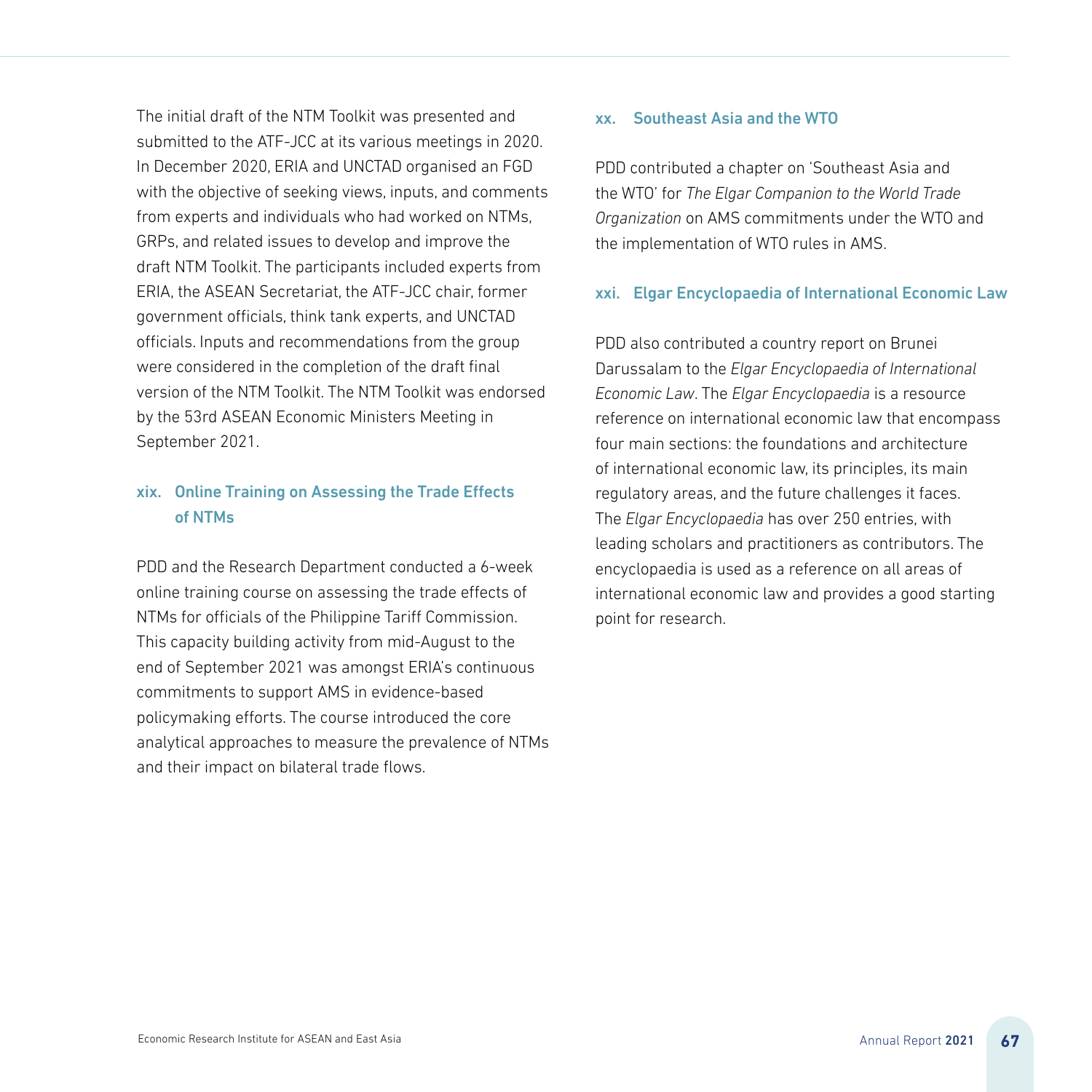The initial draft of the NTM Toolkit was presented and submitted to the ATF-JCC at its various meetings in 2020. In December 2020, ERIA and UNCTAD organised an FGD with the objective of seeking views, inputs, and comments from experts and individuals who had worked on NTMs, GRPs, and related issues to develop and improve the draft NTM Toolkit. The participants included experts from ERIA, the ASEAN Secretariat, the ATF-JCC chair, former government officials, think tank experts, and UNCTAD officials. Inputs and recommendations from the group were considered in the completion of the draft final version of the NTM Toolkit. The NTM Toolkit was endorsed by the 53rd ASEAN Economic Ministers Meeting in September 2021.

### xix. Online Training on Assessing the Trade Effects of NTMs

PDD and the Research Department conducted a 6-week online training course on assessing the trade effects of NTMs for officials of the Philippine Tariff Commission. This capacity building activity from mid-August to the end of September 2021 was amongst ERIA's continuous commitments to support AMS in evidence-based policymaking efforts. The course introduced the core analytical approaches to measure the prevalence of NTMs and their impact on bilateral trade flows.

### xx. Southeast Asia and the WTO

PDD contributed a chapter on 'Southeast Asia and the WTO' for *The Elgar Companion to the World Trade Organization* on AMS commitments under the WTO and the implementation of WTO rules in AMS.

### xxi. Elgar Encyclopaedia of International Economic Law

PDD also contributed a country report on Brunei Darussalam to the *Elgar Encyclopaedia of International Economic Law*. The *Elgar Encyclopaedia* is a resource reference on international economic law that encompass four main sections: the foundations and architecture of international economic law, its principles, its main regulatory areas, and the future challenges it faces. The *Elgar Encyclopaedia* has over 250 entries, with leading scholars and practitioners as contributors. The encyclopaedia is used as a reference on all areas of international economic law and provides a good starting point for research.